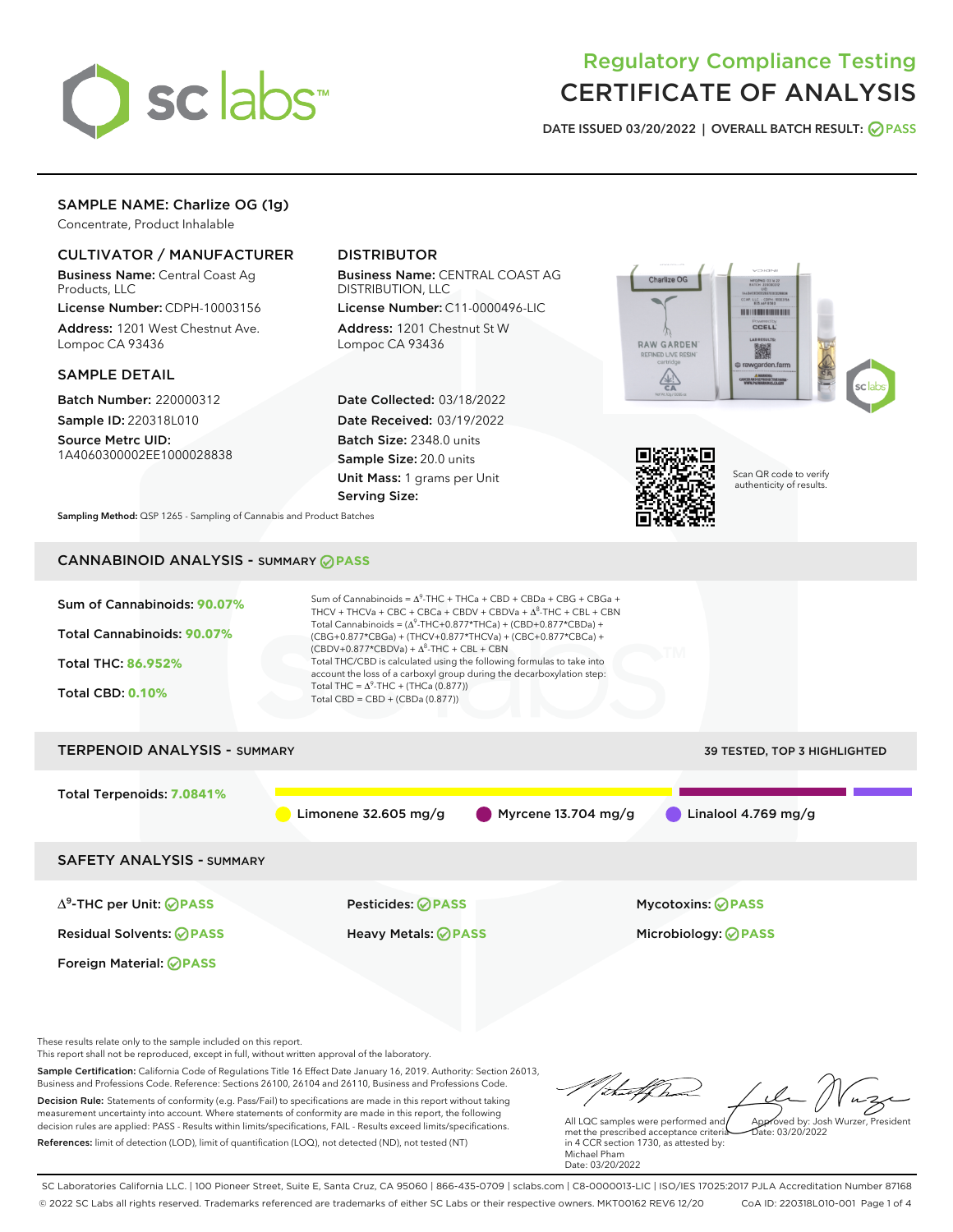# Regulatory Compliance Testing
# CERTIFICATE OF ANALYSIS

**DATE ISSUED 03/20/2022 | OVERALL BATCH RESULT: PASS**

## SAMPLE NAME: Charlize OG (1g)

Concentrate, Product Inhalable

### CULTIVATOR / MANUFACTURER

**Business Name:** Central Coast Ag Products, LLC
**License Number:** CDPH-10003156
**Address:** 1201 West Chestnut Ave. Lompoc CA 93436

### DISTRIBUTOR

**Business Name:** CENTRAL COAST AG DISTRIBUTION, LLC
**License Number:** C11-0000496-LIC
**Address:** 1201 Chestnut St W Lompoc CA 93436

### SAMPLE DETAIL

**Batch Number:** 220000312
**Sample ID:** 220318L010
**Source Metrc UID:** 1A4060300002EE1000028838

**Date Collected:** 03/18/2022
**Date Received:** 03/19/2022
**Batch Size:** 2348.0 units
**Sample Size:** 20.0 units
**Unit Mass:** 1 grams per Unit
**Serving Size:**

Scan QR code to verify authenticity of results.

**Sampling Method:** QSP 1265 - Sampling of Cannabis and Product Batches

## CANNABINOID ANALYSIS - SUMMARY PASS

**Sum of Cannabinoids: 90.07%**

**Total Cannabinoids: 90.07%**

**Total THC: 86.952%**

**Total CBD: 0.10%**

Sum of Cannabinoids = $\Delta^9$-THC + THCa + CBD + CBDa + CBG + CBGa + THCV + THCVa + CBC + CBCa + CBDV + CBDVa + $\Delta^8$-THC + CBL + CBN

Total Cannabinoids = ($\Delta^9$-THC+0.877*THCa) + (CBD+0.877*CBDa) + (CBG+0.877*CBGa) + (THCV+0.877*THCVa) + (CBC+0.877*CBCa) + (CBDV+0.877*CBDVa) + $\Delta^8$-THC + CBL + CBN

Total THC/CBD is calculated using the following formulas to take into account the loss of a carboxyl group during the decarboxylation step:
Total THC = $\Delta^9$-THC + (THCa (0.877))
Total CBD = CBD + (CBDa (0.877))

## TERPENOID ANALYSIS - SUMMARY

39 TESTED, TOP 3 HIGHLIGHTED

**Total Terpenoids: 7.0841%**

Limonene 32.605 mg/g | Myrcene 13.704 mg/g | Linalool 4.769 mg/g

## SAFETY ANALYSIS - SUMMARY

| | | |
|---|---|---|
| $\Delta^9$-THC per Unit: PASS | Pesticides: PASS | Mycotoxins: PASS |
| Residual Solvents: PASS | Heavy Metals: PASS | Microbiology: PASS |
| Foreign Material: PASS | | |

These results relate only to the sample included on this report.
This report shall not be reproduced, except in full, without written approval of the laboratory.

**Sample Certification:** California Code of Regulations Title 16 Effect Date January 16, 2019. Authority: Section 26013, Business and Professions Code. Reference: Sections 26100, 26104 and 26110, Business and Professions Code.

**Decision Rule:** Statements of conformity (e.g. Pass/Fail) to specifications are made in this report without taking measurement uncertainty into account. Where statements of conformity are made in this report, the following decision rules are applied: PASS - Results within limits/specifications, FAIL - Results exceed limits/specifications.

**References:** limit of detection (LOD), limit of quantification (LOQ), not detected (ND), not tested (NT)

All LQC samples were performed and met the prescribed acceptance criteria in 4 CCR section 1730, as attested by: Michael Pham
Date: 03/20/2022

Approved by: Josh Wurzer, President
Date: 03/20/2022

SC Laboratories California LLC. | 100 Pioneer Street, Suite E, Santa Cruz, CA 95060 | 866-435-0709 | sclabs.com | C8-0000013-LIC | ISO/IES 17025:2017 PJLA Accreditation Number 87168
© 2022 SC Labs all rights reserved. Trademarks referenced are trademarks of either SC Labs or their respective owners. MKT00162 REV6 12/20 CoA ID: 220318L010-001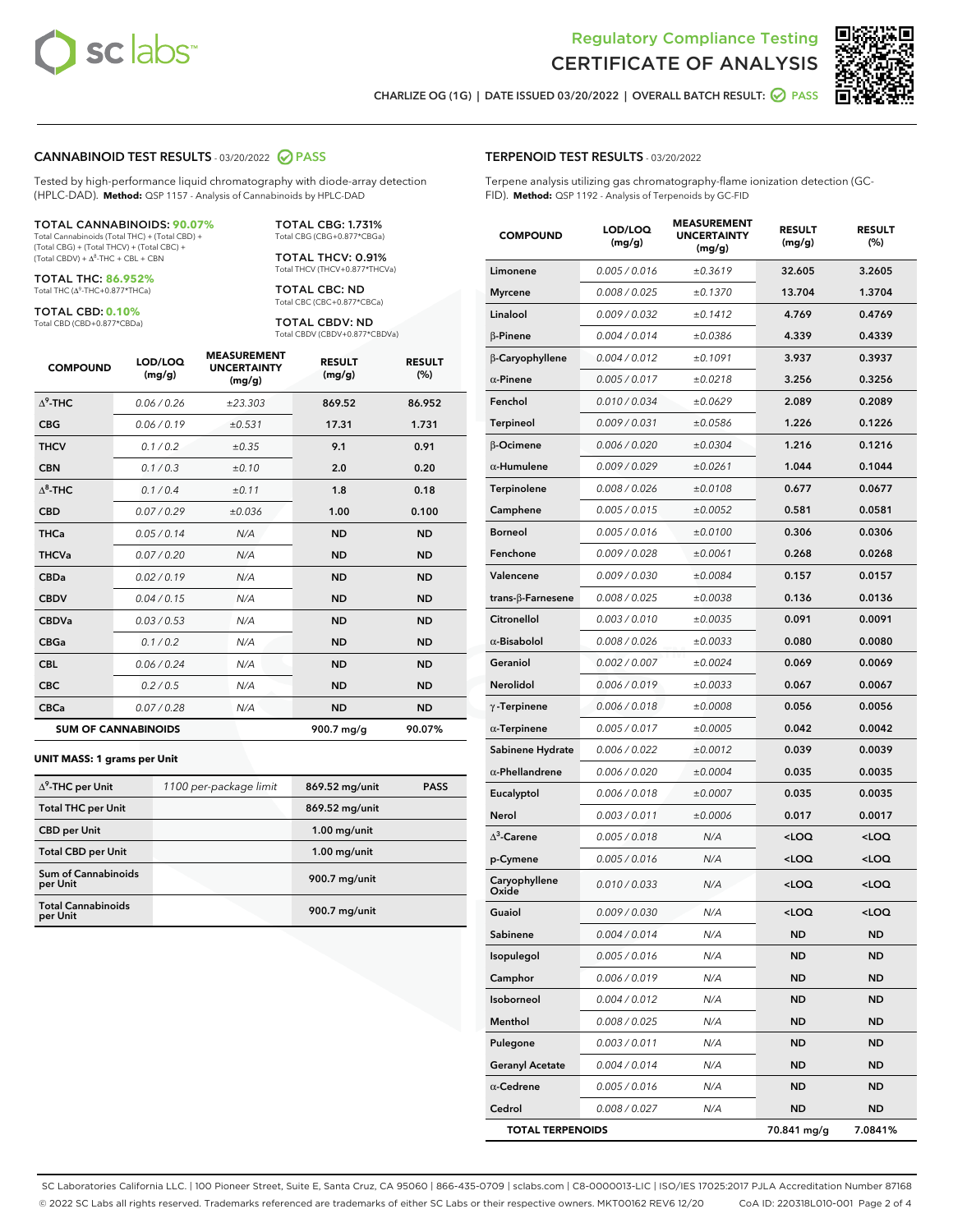# Regulatory Compliance Testing
# CERTIFICATE OF ANALYSIS

CHARLIZE OG (1G) | DATE ISSUED 03/20/2022 | OVERALL BATCH RESULT: PASS

## CANNABINOID TEST RESULTS - 03/20/2022 PASS

Tested by high-performance liquid chromatography with diode-array detection (HPLC-DAD). **Method:** QSP 1157 - Analysis of Cannabinoids by HPLC-DAD

**TOTAL CANNABINOIDS: 90.07%**
Total Cannabinoids (Total THC) + (Total CBD) + (Total CBG) + (Total THCV) + (Total CBC) + (Total CBDV) + Δ8-THC + CBL + CBN

**TOTAL THC: 86.952%**
Total THC (Δ9-THC+0.877*THCa)

**TOTAL CBD: 0.10%**
Total CBD (CBD+0.877*CBDa)

**TOTAL CBG: 1.731%**
Total CBG (CBG+0.877*CBGa)

**TOTAL THCV: 0.91%**
Total THCV (THCV+0.877*THCVa)

**TOTAL CBC: ND**
Total CBC (CBC+0.877*CBCa)

**TOTAL CBDV: ND**
Total CBDV (CBDV+0.877*CBDVa)

| COMPOUND | LOD/LOQ (mg/g) | MEASUREMENT UNCERTAINTY (mg/g) | RESULT (mg/g) | RESULT (%) |
|---|---|---|---|---|
| Δ9-THC | 0.06 / 0.26 | ±23.303 | 869.52 | 86.952 |
| CBG | 0.06 / 0.19 | ±0.531 | 17.31 | 1.731 |
| THCV | 0.1 / 0.2 | ±0.35 | 9.1 | 0.91 |
| CBN | 0.1 / 0.3 | ±0.10 | 2.0 | 0.20 |
| Δ8-THC | 0.1 / 0.4 | ±0.11 | 1.8 | 0.18 |
| CBD | 0.07 / 0.29 | ±0.036 | 1.00 | 0.100 |
| THCa | 0.05 / 0.14 | N/A | ND | ND |
| THCVa | 0.07 / 0.20 | N/A | ND | ND |
| CBDa | 0.02 / 0.19 | N/A | ND | ND |
| CBDV | 0.04 / 0.15 | N/A | ND | ND |
| CBDVa | 0.03 / 0.53 | N/A | ND | ND |
| CBGa | 0.1 / 0.2 | N/A | ND | ND |
| CBL | 0.06 / 0.24 | N/A | ND | ND |
| CBC | 0.2 / 0.5 | N/A | ND | ND |
| CBCa | 0.07 / 0.28 | N/A | ND | ND |
| **SUM OF CANNABINOIDS** | | | **900.7 mg/g** | **90.07%** |

**UNIT MASS: 1 grams per Unit**

| | | | |
|---|---|---|---|
| Δ9-THC per Unit | 1100 per-package limit | 869.52 mg/unit | PASS |
| Total THC per Unit | | 869.52 mg/unit | |
| CBD per Unit | | 1.00 mg/unit | |
| Total CBD per Unit | | 1.00 mg/unit | |
| Sum of Cannabinoids per Unit | | 900.7 mg/unit | |
| Total Cannabinoids per Unit | | 900.7 mg/unit | |

## TERPENOID TEST RESULTS - 03/20/2022

Terpene analysis utilizing gas chromatography-flame ionization detection (GC-FID). **Method:** QSP 1192 - Analysis of Terpenoids by GC-FID

| COMPOUND | LOD/LOQ (mg/g) | MEASUREMENT UNCERTAINTY (mg/g) | RESULT (mg/g) | RESULT (%) |
|---|---|---|---|---|
| Limonene | 0.005 / 0.016 | ±0.3619 | 32.605 | 3.2605 |
| Myrcene | 0.008 / 0.025 | ±0.1370 | 13.704 | 1.3704 |
| Linalool | 0.009 / 0.032 | ±0.1412 | 4.769 | 0.4769 |
| β-Pinene | 0.004 / 0.014 | ±0.0386 | 4.339 | 0.4339 |
| β-Caryophyllene | 0.004 / 0.012 | ±0.1091 | 3.937 | 0.3937 |
| α-Pinene | 0.005 / 0.017 | ±0.0218 | 3.256 | 0.3256 |
| Fenchol | 0.010 / 0.034 | ±0.0629 | 2.089 | 0.2089 |
| Terpineol | 0.009 / 0.031 | ±0.0586 | 1.226 | 0.1226 |
| β-Ocimene | 0.006 / 0.020 | ±0.0304 | 1.216 | 0.1216 |
| α-Humulene | 0.009 / 0.029 | ±0.0261 | 1.044 | 0.1044 |
| Terpinolene | 0.008 / 0.026 | ±0.0108 | 0.677 | 0.0677 |
| Camphene | 0.005 / 0.015 | ±0.0052 | 0.581 | 0.0581 |
| Borneol | 0.005 / 0.016 | ±0.0100 | 0.306 | 0.0306 |
| Fenchone | 0.009 / 0.028 | ±0.0061 | 0.268 | 0.0268 |
| Valencene | 0.009 / 0.030 | ±0.0084 | 0.157 | 0.0157 |
| trans-β-Farnesene | 0.008 / 0.025 | ±0.0038 | 0.136 | 0.0136 |
| Citronellol | 0.003 / 0.010 | ±0.0035 | 0.091 | 0.0091 |
| α-Bisabolol | 0.008 / 0.026 | ±0.0033 | 0.080 | 0.0080 |
| Geraniol | 0.002 / 0.007 | ±0.0024 | 0.069 | 0.0069 |
| Nerolidol | 0.006 / 0.019 | ±0.0033 | 0.067 | 0.0067 |
| γ-Terpinene | 0.006 / 0.018 | ±0.0008 | 0.056 | 0.0056 |
| α-Terpinene | 0.005 / 0.017 | ±0.0005 | 0.042 | 0.0042 |
| Sabinene Hydrate | 0.006 / 0.022 | ±0.0012 | 0.039 | 0.0039 |
| α-Phellandrene | 0.006 / 0.020 | ±0.0004 | 0.035 | 0.0035 |
| Eucalyptol | 0.006 / 0.018 | ±0.0007 | 0.035 | 0.0035 |
| Nerol | 0.003 / 0.011 | ±0.0006 | 0.017 | 0.0017 |
| Δ3-Carene | 0.005 / 0.018 | N/A | <LOQ | <LOQ |
| p-Cymene | 0.005 / 0.016 | N/A | <LOQ | <LOQ |
| Caryophyllene Oxide | 0.010 / 0.033 | N/A | <LOQ | <LOQ |
| Guaiol | 0.009 / 0.030 | N/A | <LOQ | <LOQ |
| Sabinene | 0.004 / 0.014 | N/A | ND | ND |
| Isopulegol | 0.005 / 0.016 | N/A | ND | ND |
| Camphor | 0.006 / 0.019 | N/A | ND | ND |
| Isoborneol | 0.004 / 0.012 | N/A | ND | ND |
| Menthol | 0.008 / 0.025 | N/A | ND | ND |
| Pulegone | 0.003 / 0.011 | N/A | ND | ND |
| Geranyl Acetate | 0.004 / 0.014 | N/A | ND | ND |
| α-Cedrene | 0.005 / 0.016 | N/A | ND | ND |
| Cedrol | 0.008 / 0.027 | N/A | ND | ND |
| **TOTAL TERPENOIDS** | | | **70.841 mg/g** | **7.0841%** |

SC Laboratories California LLC. | 100 Pioneer Street, Suite E, Santa Cruz, CA 95060 | 866-435-0709 | sclabs.com | C8-0000013-LIC | ISO/IES 17025:2017 PJLA Accreditation Number 87168
© 2022 SC Labs all rights reserved. Trademarks referenced are trademarks of either SC Labs or their respective owners. MKT00162 REV6 12/20 CoA ID: 220318L010-001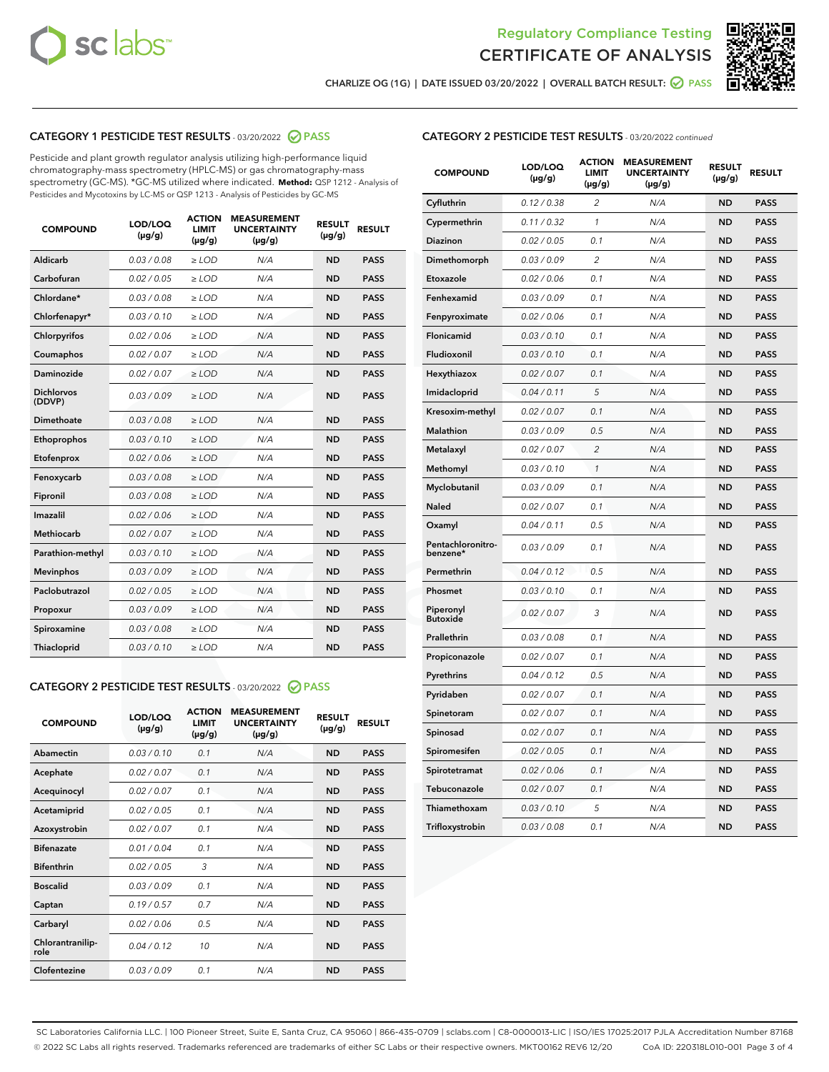Regulatory Compliance Testing

CERTIFICATE OF ANALYSIS

CHARLIZE OG (1G) | DATE ISSUED 03/20/2022 | OVERALL BATCH RESULT: PASS

## CATEGORY 1 PESTICIDE TEST RESULTS - 03/20/2022 PASS

Pesticide and plant growth regulator analysis utilizing high-performance liquid chromatography-mass spectrometry (HPLC-MS) or gas chromatography-mass spectrometry (GC-MS). *GC-MS utilized where indicated. **Method:** QSP 1212 - Analysis of Pesticides and Mycotoxins by LC-MS or QSP 1213 - Analysis of Pesticides by GC-MS

| COMPOUND | LOD/LOQ (µg/g) | ACTION LIMIT (µg/g) | MEASUREMENT UNCERTAINTY (µg/g) | RESULT (µg/g) | RESULT |
|---|---|---|---|---|---|
| Aldicarb | 0.03 / 0.08 | ≥ LOD | N/A | ND | PASS |
| Carbofuran | 0.02 / 0.05 | ≥ LOD | N/A | ND | PASS |
| Chlordane* | 0.03 / 0.08 | ≥ LOD | N/A | ND | PASS |
| Chlorfenapyr* | 0.03 / 0.10 | ≥ LOD | N/A | ND | PASS |
| Chlorpyrifos | 0.02 / 0.06 | ≥ LOD | N/A | ND | PASS |
| Coumaphos | 0.02 / 0.07 | ≥ LOD | N/A | ND | PASS |
| Daminozide | 0.02 / 0.07 | ≥ LOD | N/A | ND | PASS |
| Dichlorvos (DDVP) | 0.03 / 0.09 | ≥ LOD | N/A | ND | PASS |
| Dimethoate | 0.03 / 0.08 | ≥ LOD | N/A | ND | PASS |
| Ethoprophos | 0.03 / 0.10 | ≥ LOD | N/A | ND | PASS |
| Etofenprox | 0.02 / 0.06 | ≥ LOD | N/A | ND | PASS |
| Fenoxycarb | 0.03 / 0.08 | ≥ LOD | N/A | ND | PASS |
| Fipronil | 0.03 / 0.08 | ≥ LOD | N/A | ND | PASS |
| Imazalil | 0.02 / 0.06 | ≥ LOD | N/A | ND | PASS |
| Methiocarb | 0.02 / 0.07 | ≥ LOD | N/A | ND | PASS |
| Parathion-methyl | 0.03 / 0.10 | ≥ LOD | N/A | ND | PASS |
| Mevinphos | 0.03 / 0.09 | ≥ LOD | N/A | ND | PASS |
| Paclobutrazol | 0.02 / 0.05 | ≥ LOD | N/A | ND | PASS |
| Propoxur | 0.03 / 0.09 | ≥ LOD | N/A | ND | PASS |
| Spiroxamine | 0.03 / 0.08 | ≥ LOD | N/A | ND | PASS |
| Thiacloprid | 0.03 / 0.10 | ≥ LOD | N/A | ND | PASS |

## CATEGORY 2 PESTICIDE TEST RESULTS - 03/20/2022 PASS

| COMPOUND | LOD/LOQ (µg/g) | ACTION LIMIT (µg/g) | MEASUREMENT UNCERTAINTY (µg/g) | RESULT (µg/g) | RESULT |
|---|---|---|---|---|---|
| Abamectin | 0.03 / 0.10 | 0.1 | N/A | ND | PASS |
| Acephate | 0.02 / 0.07 | 0.1 | N/A | ND | PASS |
| Acequinocyl | 0.02 / 0.07 | 0.1 | N/A | ND | PASS |
| Acetamiprid | 0.02 / 0.05 | 0.1 | N/A | ND | PASS |
| Azoxystrobin | 0.02 / 0.07 | 0.1 | N/A | ND | PASS |
| Bifenazate | 0.01 / 0.04 | 0.1 | N/A | ND | PASS |
| Bifenthrin | 0.02 / 0.05 | 3 | N/A | ND | PASS |
| Boscalid | 0.03 / 0.09 | 0.1 | N/A | ND | PASS |
| Captan | 0.19 / 0.57 | 0.7 | N/A | ND | PASS |
| Carbaryl | 0.02 / 0.06 | 0.5 | N/A | ND | PASS |
| Chlorantraniliprole | 0.04 / 0.12 | 10 | N/A | ND | PASS |
| Clofentezine | 0.03 / 0.09 | 0.1 | N/A | ND | PASS |
| Cyfluthrin | 0.12 / 0.38 | 2 | N/A | ND | PASS |
| Cypermethrin | 0.11 / 0.32 | 1 | N/A | ND | PASS |
| Diazinon | 0.02 / 0.05 | 0.1 | N/A | ND | PASS |
| Dimethomorph | 0.03 / 0.09 | 2 | N/A | ND | PASS |
| Etoxazole | 0.02 / 0.06 | 0.1 | N/A | ND | PASS |
| Fenhexamid | 0.03 / 0.09 | 0.1 | N/A | ND | PASS |
| Fenpyroximate | 0.02 / 0.06 | 0.1 | N/A | ND | PASS |
| Flonicamid | 0.03 / 0.10 | 0.1 | N/A | ND | PASS |
| Fludioxonil | 0.03 / 0.10 | 0.1 | N/A | ND | PASS |
| Hexythiazox | 0.02 / 0.07 | 0.1 | N/A | ND | PASS |
| Imidacloprid | 0.04 / 0.11 | 5 | N/A | ND | PASS |
| Kresoxim-methyl | 0.02 / 0.07 | 0.1 | N/A | ND | PASS |
| Malathion | 0.03 / 0.09 | 0.5 | N/A | ND | PASS |
| Metalaxyl | 0.02 / 0.07 | 2 | N/A | ND | PASS |
| Methomyl | 0.03 / 0.10 | 1 | N/A | ND | PASS |
| Myclobutanil | 0.03 / 0.09 | 0.1 | N/A | ND | PASS |
| Naled | 0.02 / 0.07 | 0.1 | N/A | ND | PASS |
| Oxamyl | 0.04 / 0.11 | 0.5 | N/A | ND | PASS |
| Pentachloronitrobenzene* | 0.03 / 0.09 | 0.1 | N/A | ND | PASS |
| Permethrin | 0.04 / 0.12 | 0.5 | N/A | ND | PASS |
| Phosmet | 0.03 / 0.10 | 0.1 | N/A | ND | PASS |
| Piperonyl Butoxide | 0.02 / 0.07 | 3 | N/A | ND | PASS |
| Prallethrin | 0.03 / 0.08 | 0.1 | N/A | ND | PASS |
| Propiconazole | 0.02 / 0.07 | 0.1 | N/A | ND | PASS |
| Pyrethrins | 0.04 / 0.12 | 0.5 | N/A | ND | PASS |
| Pyridaben | 0.02 / 0.07 | 0.1 | N/A | ND | PASS |
| Spinetoram | 0.02 / 0.07 | 0.1 | N/A | ND | PASS |
| Spinosad | 0.02 / 0.07 | 0.1 | N/A | ND | PASS |
| Spiromesifen | 0.02 / 0.05 | 0.1 | N/A | ND | PASS |
| Spirotetramat | 0.02 / 0.06 | 0.1 | N/A | ND | PASS |
| Tebuconazole | 0.02 / 0.07 | 0.1 | N/A | ND | PASS |
| Thiamethoxam | 0.03 / 0.10 | 5 | N/A | ND | PASS |
| Trifloxystrobin | 0.03 / 0.08 | 0.1 | N/A | ND | PASS |

SC Laboratories California LLC. | 100 Pioneer Street, Suite E, Santa Cruz, CA 95060 | 866-435-0709 | sclabs.com | C8-0000013-LIC | ISO/IES 17025:2017 PJLA Accreditation Number 87168
© 2022 SC Labs all rights reserved. Trademarks referenced are trademarks of either SC Labs or their respective owners. MKT00162 REV6 12/20 CoA ID: 220318L010-001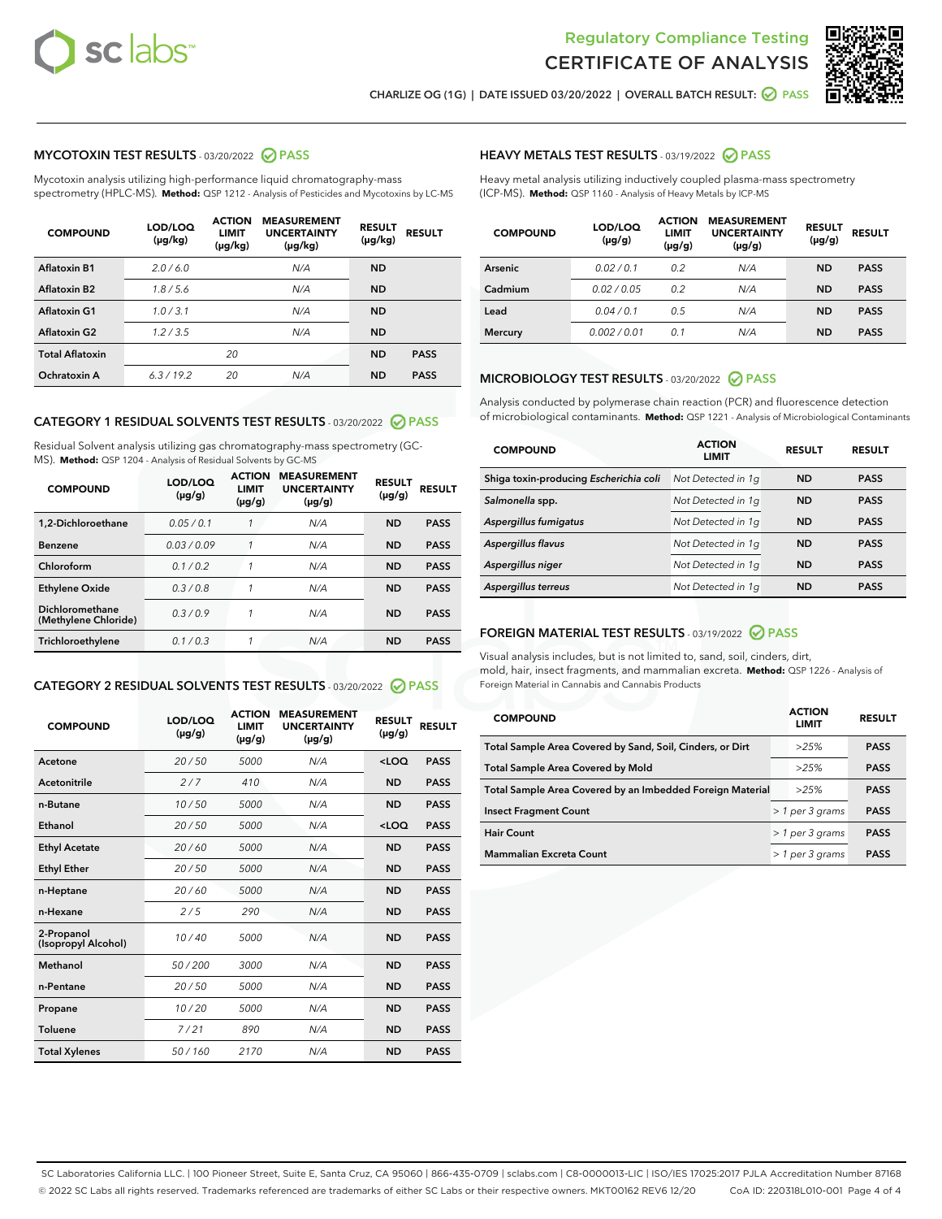Regulatory Compliance Testing

# CERTIFICATE OF ANALYSIS

CHARLIZE OG (1G) | DATE ISSUED 03/20/2022 | OVERALL BATCH RESULT: PASS

## MYCOTOXIN TEST RESULTS - 03/20/2022 PASS

Mycotoxin analysis utilizing high-performance liquid chromatography-mass spectrometry (HPLC-MS). **Method:** QSP 1212 - Analysis of Pesticides and Mycotoxins by LC-MS

| COMPOUND | LOD/LOQ (µg/kg) | ACTION LIMIT (µg/kg) | MEASUREMENT UNCERTAINTY (µg/kg) | RESULT (µg/kg) | RESULT |
|---|---|---|---|---|---|
| Aflatoxin B1 | 2.0 / 6.0 | | N/A | ND | |
| Aflatoxin B2 | 1.8 / 5.6 | | N/A | ND | |
| Aflatoxin G1 | 1.0 / 3.1 | | N/A | ND | |
| Aflatoxin G2 | 1.2 / 3.5 | | N/A | ND | |
| Total Aflatoxin | | 20 | | ND | PASS |
| Ochratoxin A | 6.3 / 19.2 | 20 | N/A | ND | PASS |

## CATEGORY 1 RESIDUAL SOLVENTS TEST RESULTS - 03/20/2022 PASS

Residual Solvent analysis utilizing gas chromatography-mass spectrometry (GC-MS). **Method:** QSP 1204 - Analysis of Residual Solvents by GC-MS

| COMPOUND | LOD/LOQ (µg/g) | ACTION LIMIT (µg/g) | MEASUREMENT UNCERTAINTY (µg/g) | RESULT (µg/g) | RESULT |
|---|---|---|---|---|---|
| 1,2-Dichloroethane | 0.05 / 0.1 | 1 | N/A | ND | PASS |
| Benzene | 0.03 / 0.09 | 1 | N/A | ND | PASS |
| Chloroform | 0.1 / 0.2 | 1 | N/A | ND | PASS |
| Ethylene Oxide | 0.3 / 0.8 | 1 | N/A | ND | PASS |
| Dichloromethane (Methylene Chloride) | 0.3 / 0.9 | 1 | N/A | ND | PASS |
| Trichloroethylene | 0.1 / 0.3 | 1 | N/A | ND | PASS |

## CATEGORY 2 RESIDUAL SOLVENTS TEST RESULTS - 03/20/2022 PASS

| COMPOUND | LOD/LOQ (µg/g) | ACTION LIMIT (µg/g) | MEASUREMENT UNCERTAINTY (µg/g) | RESULT (µg/g) | RESULT |
|---|---|---|---|---|---|
| Acetone | 20 / 50 | 5000 | N/A | <LOQ | PASS |
| Acetonitrile | 2 / 7 | 410 | N/A | ND | PASS |
| n-Butane | 10 / 50 | 5000 | N/A | ND | PASS |
| Ethanol | 20 / 50 | 5000 | N/A | <LOQ | PASS |
| Ethyl Acetate | 20 / 60 | 5000 | N/A | ND | PASS |
| Ethyl Ether | 20 / 50 | 5000 | N/A | ND | PASS |
| n-Heptane | 20 / 60 | 5000 | N/A | ND | PASS |
| n-Hexane | 2 / 5 | 290 | N/A | ND | PASS |
| 2-Propanol (Isopropyl Alcohol) | 10 / 40 | 5000 | N/A | ND | PASS |
| Methanol | 50 / 200 | 3000 | N/A | ND | PASS |
| n-Pentane | 20 / 50 | 5000 | N/A | ND | PASS |
| Propane | 10 / 20 | 5000 | N/A | ND | PASS |
| Toluene | 7 / 21 | 890 | N/A | ND | PASS |
| Total Xylenes | 50 / 160 | 2170 | N/A | ND | PASS |

## HEAVY METALS TEST RESULTS - 03/19/2022 PASS

Heavy metal analysis utilizing inductively coupled plasma-mass spectrometry (ICP-MS). **Method:** QSP 1160 - Analysis of Heavy Metals by ICP-MS

| COMPOUND | LOD/LOQ (µg/g) | ACTION LIMIT (µg/g) | MEASUREMENT UNCERTAINTY (µg/g) | RESULT (µg/g) | RESULT |
|---|---|---|---|---|---|
| Arsenic | 0.02 / 0.1 | 0.2 | N/A | ND | PASS |
| Cadmium | 0.02 / 0.05 | 0.2 | N/A | ND | PASS |
| Lead | 0.04 / 0.1 | 0.5 | N/A | ND | PASS |
| Mercury | 0.002 / 0.01 | 0.1 | N/A | ND | PASS |

## MICROBIOLOGY TEST RESULTS - 03/20/2022 PASS

Analysis conducted by polymerase chain reaction (PCR) and fluorescence detection of microbiological contaminants. **Method:** QSP 1221 - Analysis of Microbiological Contaminants

| COMPOUND | ACTION LIMIT | RESULT | RESULT |
|---|---|---|---|
| Shiga toxin-producing *Escherichia coli* | Not Detected in 1g | ND | PASS |
| *Salmonella* spp. | Not Detected in 1g | ND | PASS |
| *Aspergillus fumigatus* | Not Detected in 1g | ND | PASS |
| *Aspergillus flavus* | Not Detected in 1g | ND | PASS |
| *Aspergillus niger* | Not Detected in 1g | ND | PASS |
| *Aspergillus terreus* | Not Detected in 1g | ND | PASS |

## FOREIGN MATERIAL TEST RESULTS - 03/19/2022 PASS

Visual analysis includes, but is not limited to, sand, soil, cinders, dirt, mold, hair, insect fragments, and mammalian excreta. **Method:** QSP 1226 - Analysis of Foreign Material in Cannabis and Cannabis Products

| COMPOUND | ACTION LIMIT | RESULT |
|---|---|---|
| Total Sample Area Covered by Sand, Soil, Cinders, or Dirt | >25% | PASS |
| Total Sample Area Covered by Mold | >25% | PASS |
| Total Sample Area Covered by an Imbedded Foreign Material | >25% | PASS |
| Insect Fragment Count | > 1 per 3 grams | PASS |
| Hair Count | > 1 per 3 grams | PASS |
| Mammalian Excreta Count | > 1 per 3 grams | PASS |

SC Laboratories California LLC. | 100 Pioneer Street, Suite E, Santa Cruz, CA 95060 | 866-435-0709 | sclabs.com | C8-0000013-LIC | ISO/IES 17025:2017 PJLA Accreditation Number 87168
© 2022 SC Labs all rights reserved. Trademarks referenced are trademarks of either SC Labs or their respective owners. MKT00162 REV6 12/20 CoA ID: 220318L010-001